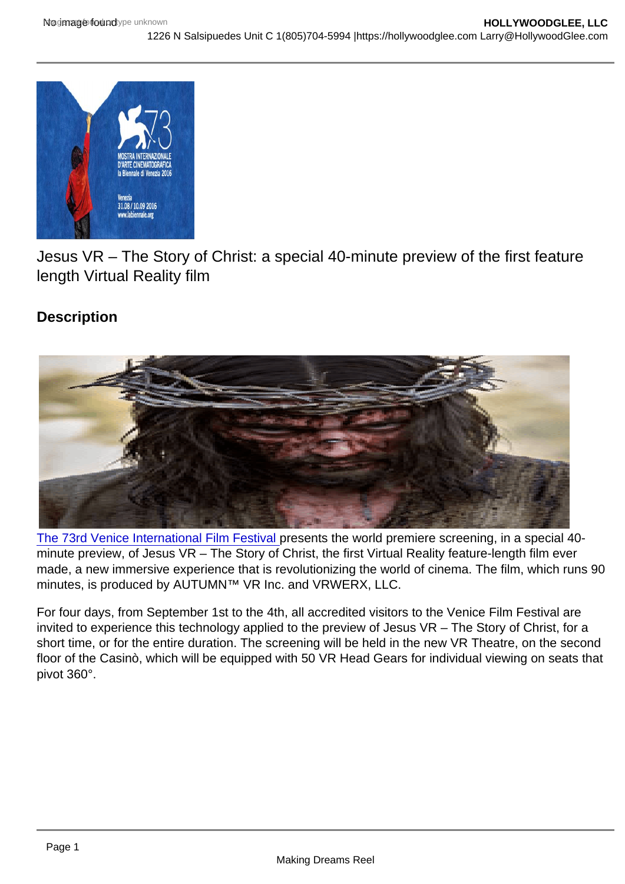Jesus VR – The Story of Christ: a special 40-minute preview of the first feature length Virtual Reality film

## Description

The 73rd Venice International Film Festival presents the world premiere screening, in a special 40-minute preview, of Jesus VR – The Story of Christ, the first Virtual Reality feature-length film ever made, a new immersive experience that is revolutionizing the world of cinema. The film, which runs 90 minutes, is produced by AUTUMN™ VR Inc. and VRWERX, LLC.

For four days, from September 1st to the 4th, all accredited visitors to the Venice Film Festival are invited to experience this technology applied to the preview of Jesus VR – The Story of Christ, for a short time, or for the entire duration. The screening will be held in the new VR Theatre, on the second floor of the Casinò, which will be equipped with 50 VR Head Gears for individual viewing on seats that pivot 360°.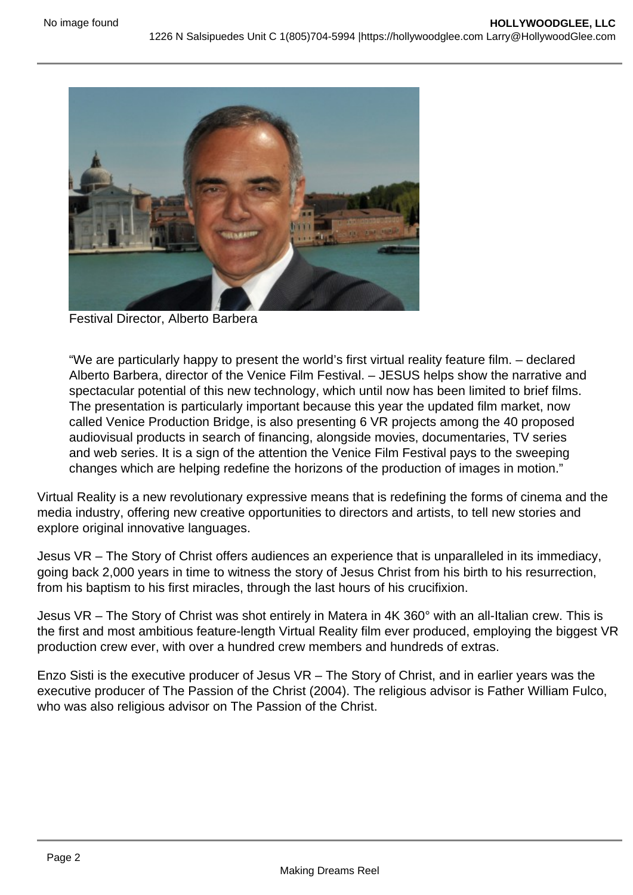Festival Director, Alberto Barbera

> "We are particularly happy to present the world's first virtual reality feature film. – declared Alberto Barbera, director of the Venice Film Festival. – JESUS helps show the narrative and spectacular potential of this new technology, which until now has been limited to brief films. The presentation is particularly important because this year the updated film market, now called Venice Production Bridge, is also presenting 6 VR projects among the 40 proposed audiovisual products in search of financing, alongside movies, documentaries, TV series and web series. It is a sign of the attention the Venice Film Festival pays to the sweeping changes which are helping redefine the horizons of the production of images in motion."

Virtual Reality is a new revolutionary expressive means that is redefining the forms of cinema and the media industry, offering new creative opportunities to directors and artists, to tell new stories and explore original innovative languages.

Jesus VR – The Story of Christ offers audiences an experience that is unparalleled in its immediacy, going back 2,000 years in time to witness the story of Jesus Christ from his birth to his resurrection, from his baptism to his first miracles, through the last hours of his crucifixion.

Jesus VR – The Story of Christ was shot entirely in Matera in 4K 360° with an all-Italian crew. This is the first and most ambitious feature-length Virtual Reality film ever produced, employing the biggest VR production crew ever, with over a hundred crew members and hundreds of extras.

Enzo Sisti is the executive producer of Jesus VR – The Story of Christ, and in earlier years was the executive producer of The Passion of the Christ (2004). The religious advisor is Father William Fulco, who was also religious advisor on The Passion of the Christ.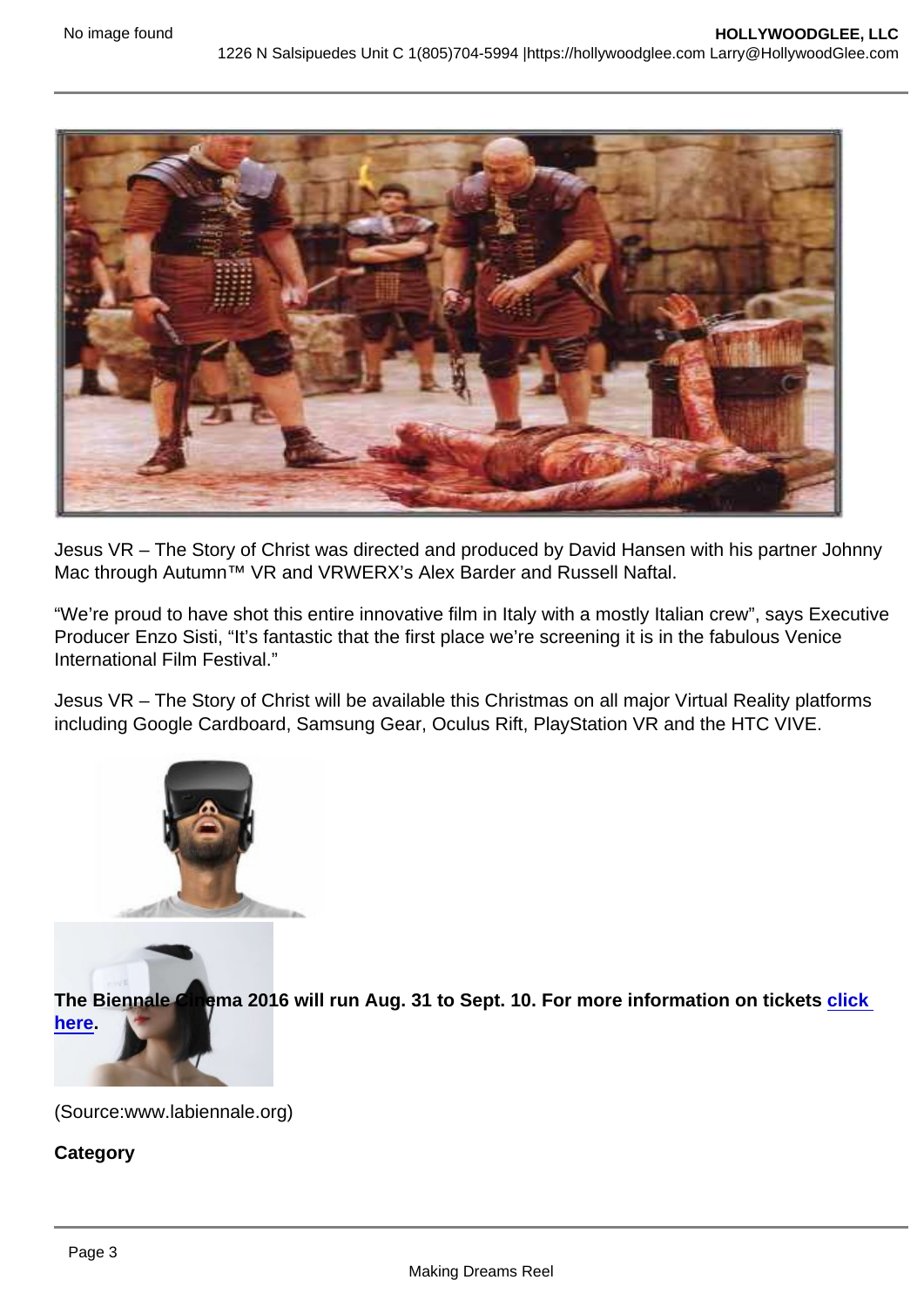Jesus VR – The Story of Christ was directed and produced by David Hansen with his partner Johnny Mac through Autumn™ VR and VRWERX's Alex Barder and Russell Naftal.

"We're proud to have shot this entire innovative film in Italy with a mostly Italian crew", says Executive Producer Enzo Sisti, "It's fantastic that the first place we're screening it is in the fabulous Venice International Film Festival."

Jesus VR – The Story of Christ will be available this Christmas on all major Virtual Reality platforms including Google Cardboard, Samsung Gear, Oculus Rift, PlayStation VR and the HTC VIVE.

**The Biennale Cinema 2016 will run Aug. 31 to Sept. 10. For more information on tickets [click here](#).**

(Source:www.labiennale.org)

**Category**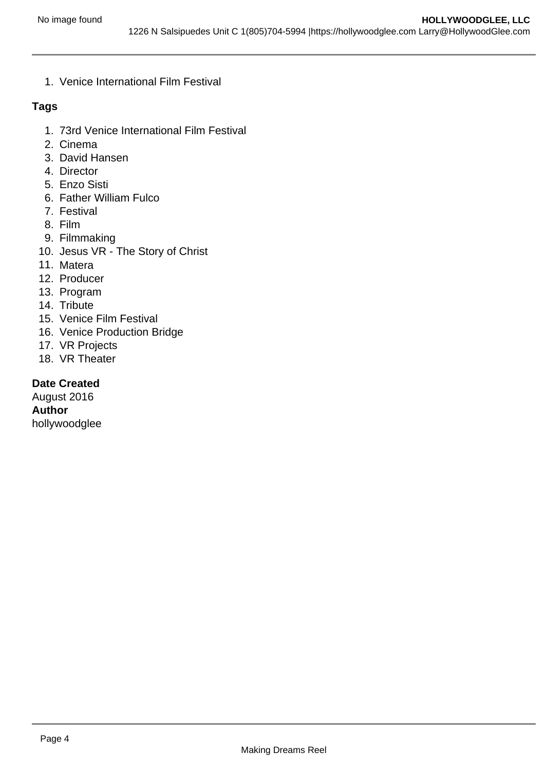1. Venice International Film Festival

**Tags**

1. 73rd Venice International Film Festival
2. Cinema
3. David Hansen
4. Director
5. Enzo Sisti
6. Father William Fulco
7. Festival
8. Film
9. Filmmaking
10. Jesus VR - The Story of Christ
11. Matera
12. Producer
13. Program
14. Tribute
15. Venice Film Festival
16. Venice Production Bridge
17. VR Projects
18. VR Theater

**Date Created**
August 2016
**Author**
hollywoodglee